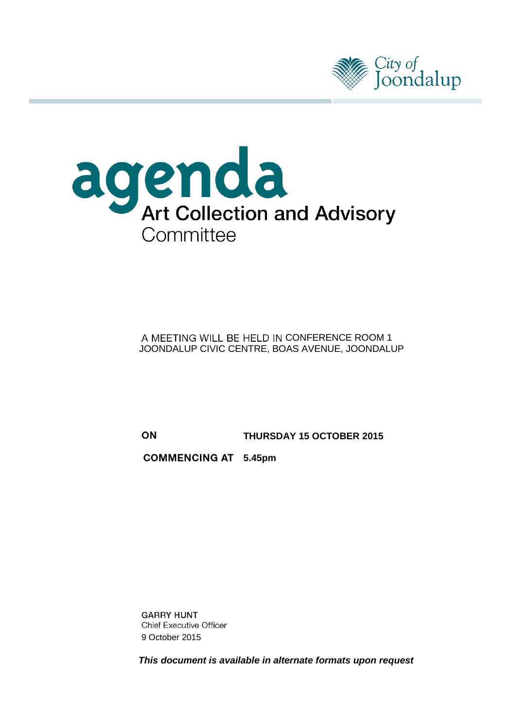City of Joondalup

# agenda

## Art Collection and Advisory Committee

A MEETING WILL BE HELD IN CONFERENCE ROOM 1
JOONDALUP CIVIC CENTRE, BOAS AVENUE, JOONDALUP

**ON** **THURSDAY 15 OCTOBER 2015**

**COMMENCING AT** **5.45pm**

GARRY HUNT
Chief Executive Officer
9 October 2015

***This document is available in alternate formats upon request***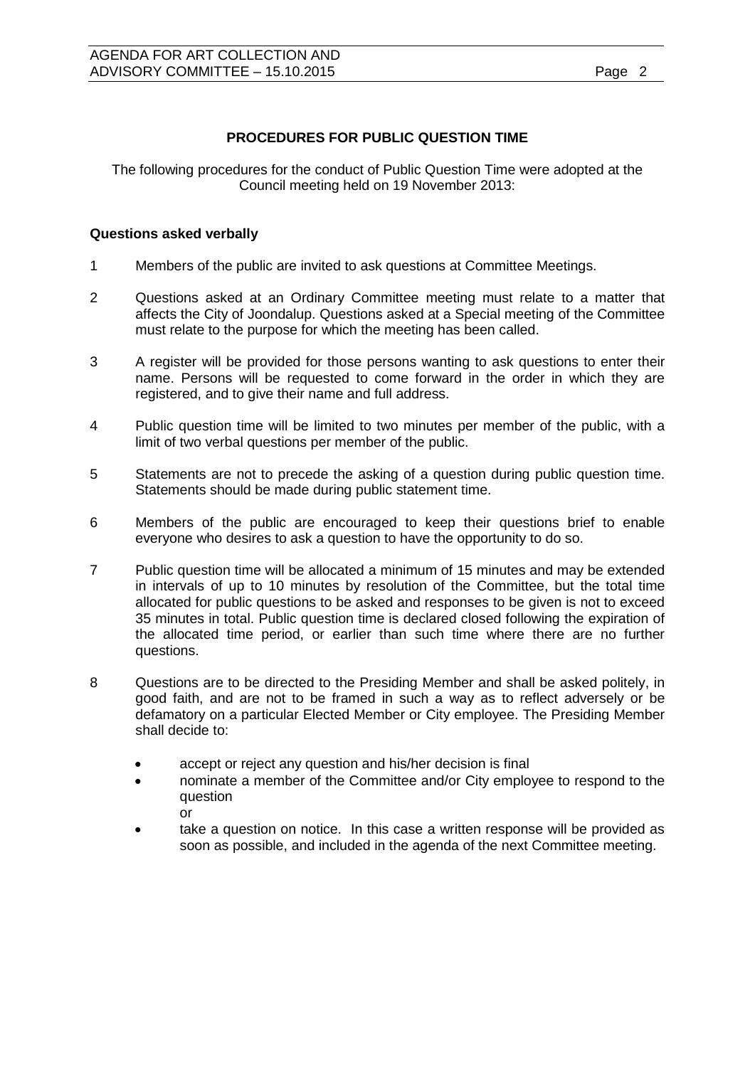## PROCEDURES FOR PUBLIC QUESTION TIME

The following procedures for the conduct of Public Question Time were adopted at the Council meeting held on 19 November 2013:

### Questions asked verbally

1. Members of the public are invited to ask questions at Committee Meetings.

2. Questions asked at an Ordinary Committee meeting must relate to a matter that affects the City of Joondalup. Questions asked at a Special meeting of the Committee must relate to the purpose for which the meeting has been called.

3. A register will be provided for those persons wanting to ask questions to enter their name. Persons will be requested to come forward in the order in which they are registered, and to give their name and full address.

4. Public question time will be limited to two minutes per member of the public, with a limit of two verbal questions per member of the public.

5. Statements are not to precede the asking of a question during public question time. Statements should be made during public statement time.

6. Members of the public are encouraged to keep their questions brief to enable everyone who desires to ask a question to have the opportunity to do so.

7. Public question time will be allocated a minimum of 15 minutes and may be extended in intervals of up to 10 minutes by resolution of the Committee, but the total time allocated for public questions to be asked and responses to be given is not to exceed 35 minutes in total. Public question time is declared closed following the expiration of the allocated time period, or earlier than such time where there are no further questions.

8. Questions are to be directed to the Presiding Member and shall be asked politely, in good faith, and are not to be framed in such a way as to reflect adversely or be defamatory on a particular Elected Member or City employee. The Presiding Member shall decide to:

   - accept or reject any question and his/her decision is final
   - nominate a member of the Committee and/or City employee to respond to the question
     
     or
   - take a question on notice. In this case a written response will be provided as soon as possible, and included in the agenda of the next Committee meeting.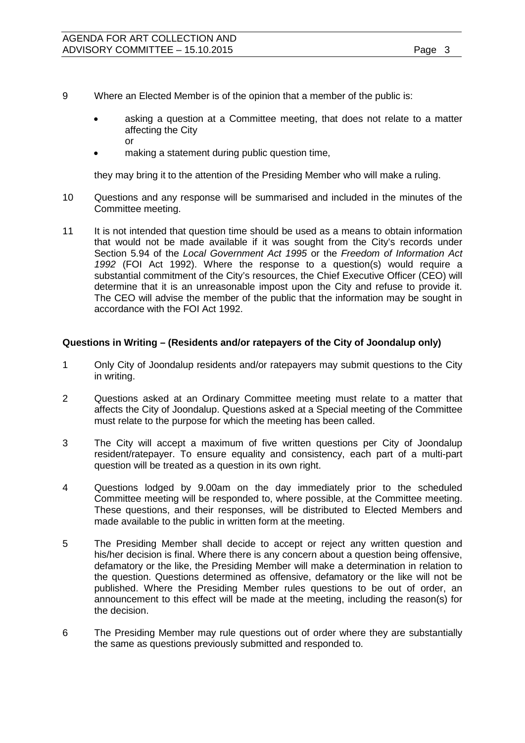9 Where an Elected Member is of the opinion that a member of the public is:

- asking a question at a Committee meeting, that does not relate to a matter affecting the City
  or
- making a statement during public question time,

they may bring it to the attention of the Presiding Member who will make a ruling.

10 Questions and any response will be summarised and included in the minutes of the Committee meeting.

11 It is not intended that question time should be used as a means to obtain information that would not be made available if it was sought from the City's records under Section 5.94 of the *Local Government Act 1995* or the *Freedom of Information Act 1992* (FOI Act 1992). Where the response to a question(s) would require a substantial commitment of the City's resources, the Chief Executive Officer (CEO) will determine that it is an unreasonable impost upon the City and refuse to provide it. The CEO will advise the member of the public that the information may be sought in accordance with the FOI Act 1992.

**Questions in Writing – (Residents and/or ratepayers of the City of Joondalup only)**

1 Only City of Joondalup residents and/or ratepayers may submit questions to the City in writing.

2 Questions asked at an Ordinary Committee meeting must relate to a matter that affects the City of Joondalup. Questions asked at a Special meeting of the Committee must relate to the purpose for which the meeting has been called.

3 The City will accept a maximum of five written questions per City of Joondalup resident/ratepayer. To ensure equality and consistency, each part of a multi-part question will be treated as a question in its own right.

4 Questions lodged by 9.00am on the day immediately prior to the scheduled Committee meeting will be responded to, where possible, at the Committee meeting. These questions, and their responses, will be distributed to Elected Members and made available to the public in written form at the meeting.

5 The Presiding Member shall decide to accept or reject any written question and his/her decision is final. Where there is any concern about a question being offensive, defamatory or the like, the Presiding Member will make a determination in relation to the question. Questions determined as offensive, defamatory or the like will not be published. Where the Presiding Member rules questions to be out of order, an announcement to this effect will be made at the meeting, including the reason(s) for the decision.

6 The Presiding Member may rule questions out of order where they are substantially the same as questions previously submitted and responded to.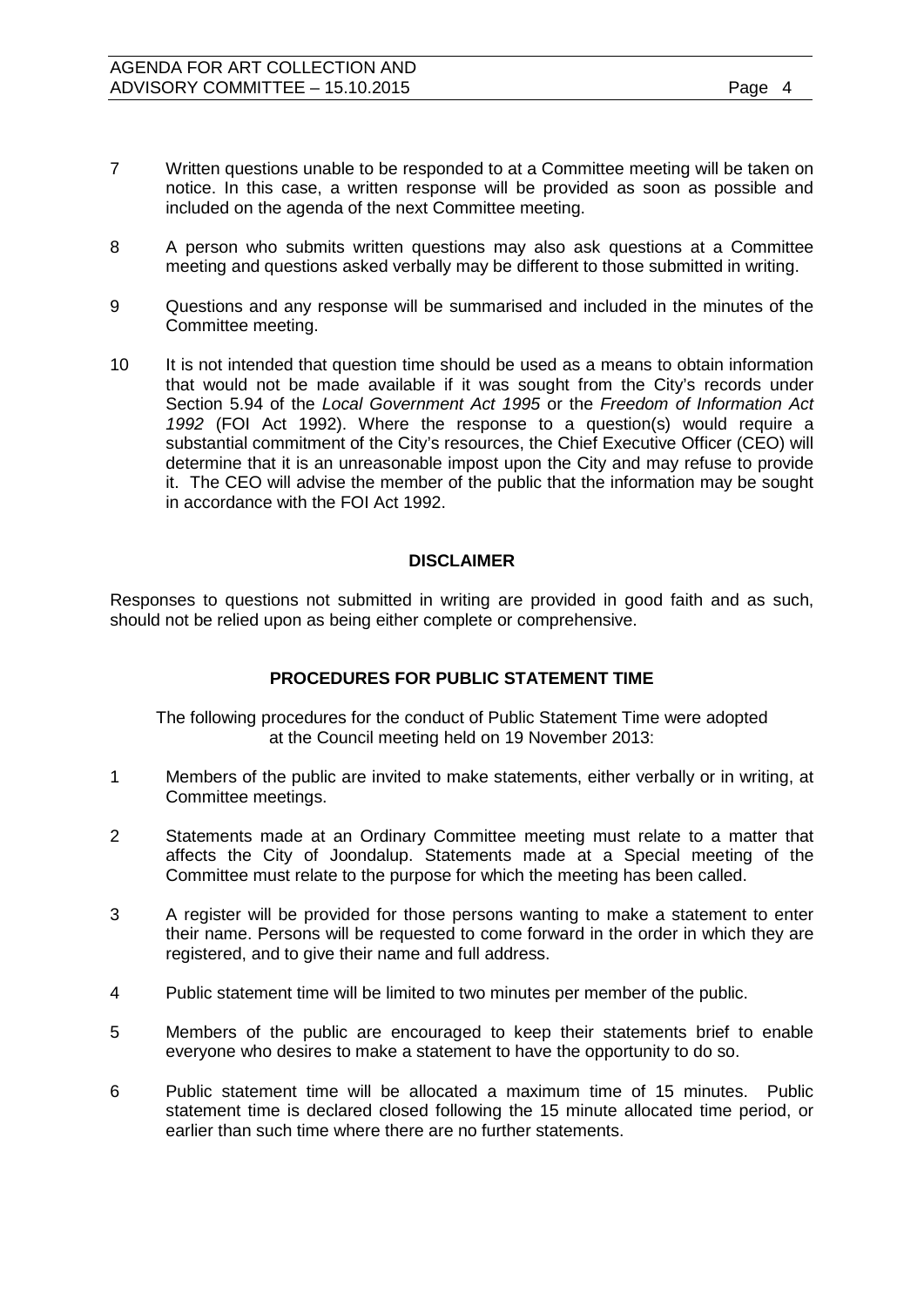7 Written questions unable to be responded to at a Committee meeting will be taken on notice. In this case, a written response will be provided as soon as possible and included on the agenda of the next Committee meeting.

8 A person who submits written questions may also ask questions at a Committee meeting and questions asked verbally may be different to those submitted in writing.

9 Questions and any response will be summarised and included in the minutes of the Committee meeting.

10 It is not intended that question time should be used as a means to obtain information that would not be made available if it was sought from the City's records under Section 5.94 of the *Local Government Act 1995* or the *Freedom of Information Act 1992* (FOI Act 1992). Where the response to a question(s) would require a substantial commitment of the City's resources, the Chief Executive Officer (CEO) will determine that it is an unreasonable impost upon the City and may refuse to provide it. The CEO will advise the member of the public that the information may be sought in accordance with the FOI Act 1992.

## DISCLAIMER

Responses to questions not submitted in writing are provided in good faith and as such, should not be relied upon as being either complete or comprehensive.

## PROCEDURES FOR PUBLIC STATEMENT TIME

The following procedures for the conduct of Public Statement Time were adopted at the Council meeting held on 19 November 2013:

1 Members of the public are invited to make statements, either verbally or in writing, at Committee meetings.

2 Statements made at an Ordinary Committee meeting must relate to a matter that affects the City of Joondalup. Statements made at a Special meeting of the Committee must relate to the purpose for which the meeting has been called.

3 A register will be provided for those persons wanting to make a statement to enter their name. Persons will be requested to come forward in the order in which they are registered, and to give their name and full address.

4 Public statement time will be limited to two minutes per member of the public.

5 Members of the public are encouraged to keep their statements brief to enable everyone who desires to make a statement to have the opportunity to do so.

6 Public statement time will be allocated a maximum time of 15 minutes. Public statement time is declared closed following the 15 minute allocated time period, or earlier than such time where there are no further statements.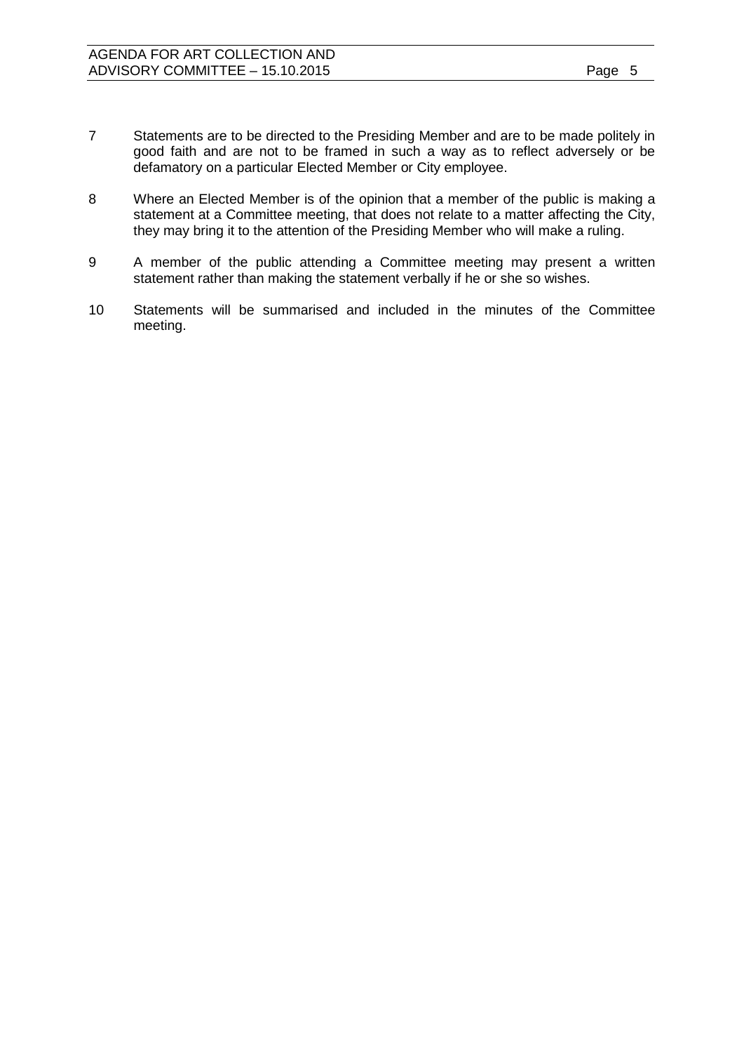7 Statements are to be directed to the Presiding Member and are to be made politely in good faith and are not to be framed in such a way as to reflect adversely or be defamatory on a particular Elected Member or City employee.

8 Where an Elected Member is of the opinion that a member of the public is making a statement at a Committee meeting, that does not relate to a matter affecting the City, they may bring it to the attention of the Presiding Member who will make a ruling.

9 A member of the public attending a Committee meeting may present a written statement rather than making the statement verbally if he or she so wishes.

10 Statements will be summarised and included in the minutes of the Committee meeting.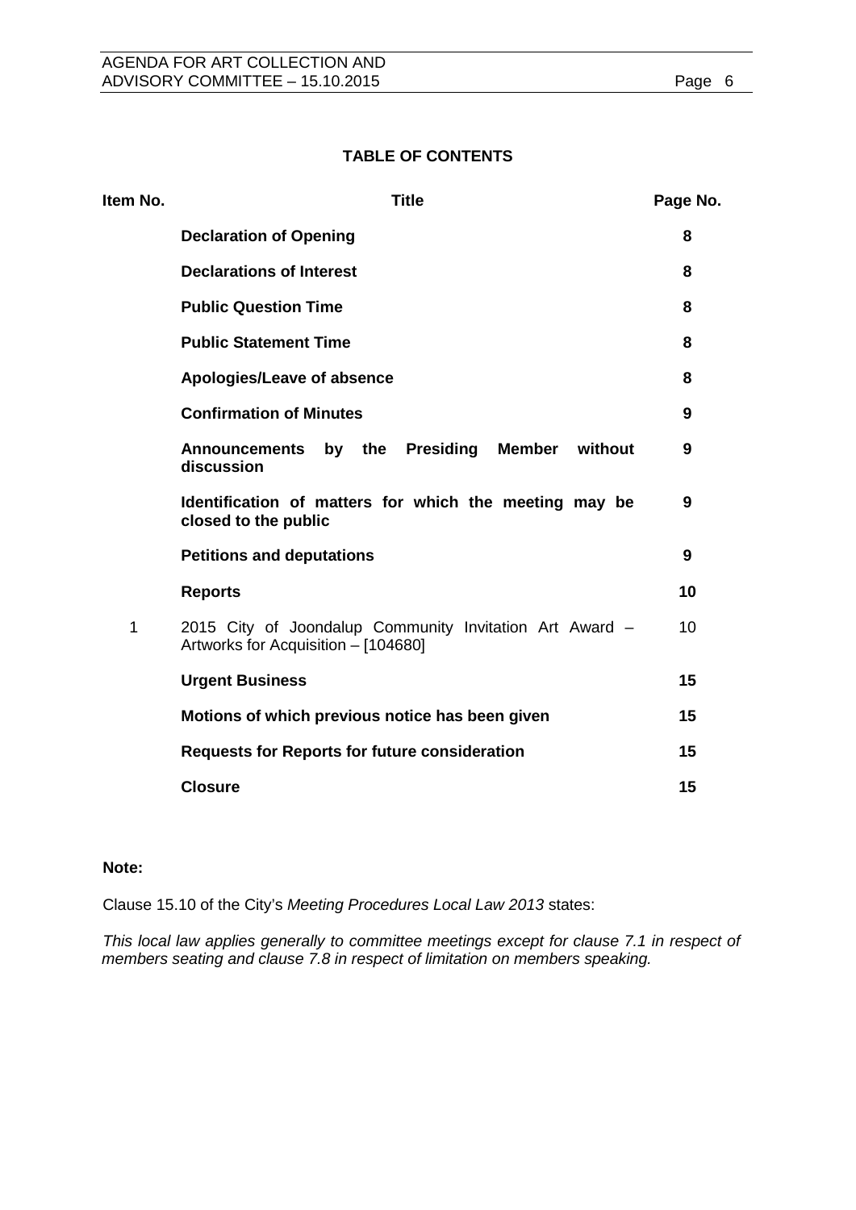## TABLE OF CONTENTS

| Item No. | Title | Page No. |
|---|---|---|
| | **Declaration of Opening** | **8** |
| | **Declarations of Interest** | **8** |
| | **Public Question Time** | **8** |
| | **Public Statement Time** | **8** |
| | **Apologies/Leave of absence** | **8** |
| | **Confirmation of Minutes** | **9** |
| | **Announcements by the Presiding Member without discussion** | **9** |
| | **Identification of matters for which the meeting may be closed to the public** | **9** |
| | **Petitions and deputations** | **9** |
| | **Reports** | **10** |
| 1 | 2015 City of Joondalup Community Invitation Art Award – Artworks for Acquisition – [104680] | 10 |
| | **Urgent Business** | **15** |
| | **Motions of which previous notice has been given** | **15** |
| | **Requests for Reports for future consideration** | **15** |
| | **Closure** | **15** |

**Note:**

Clause 15.10 of the City's *Meeting Procedures Local Law 2013* states:

*This local law applies generally to committee meetings except for clause 7.1 in respect of members seating and clause 7.8 in respect of limitation on members speaking.*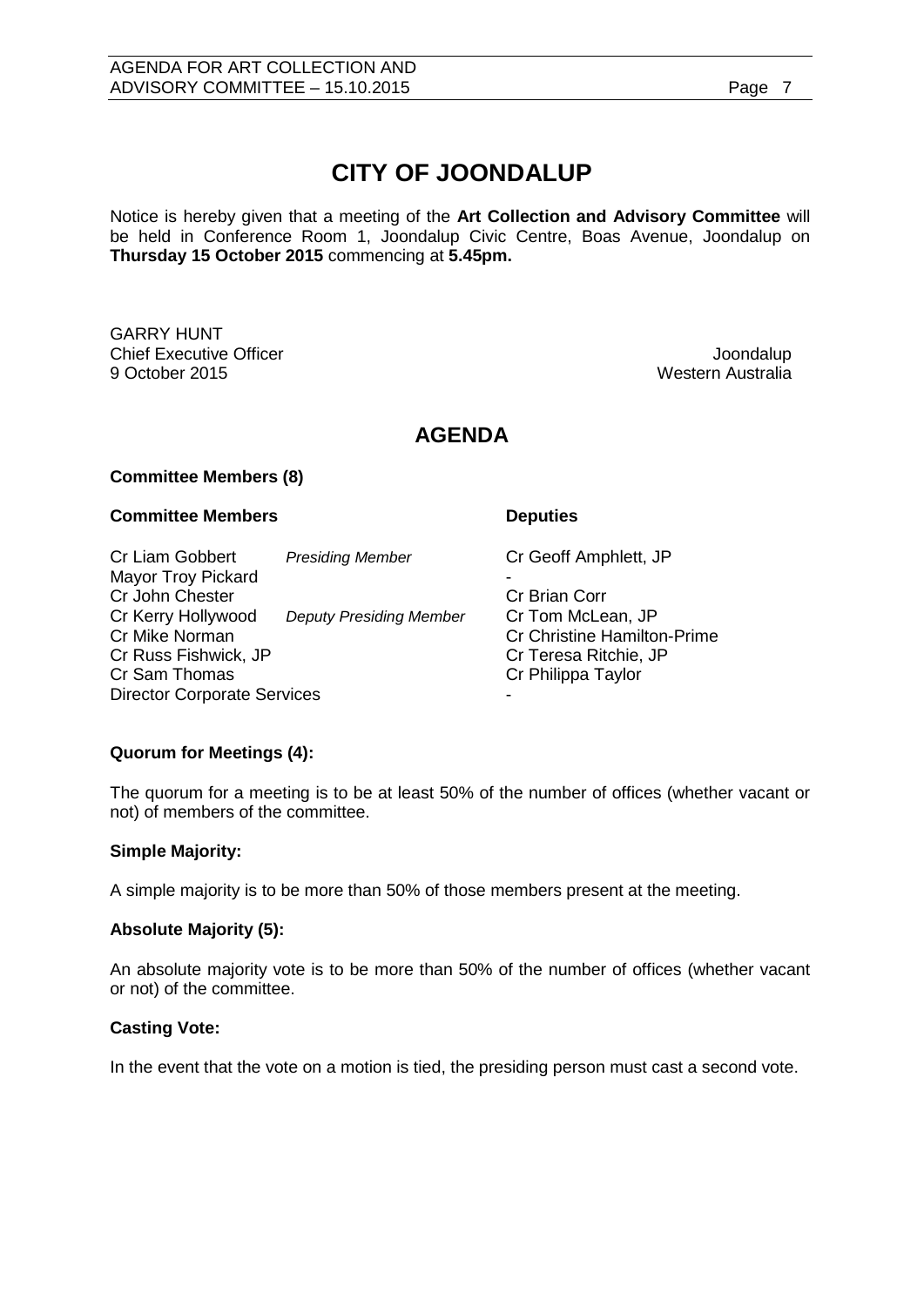# CITY OF JOONDALUP

Notice is hereby given that a meeting of the **Art Collection and Advisory Committee** will be held in Conference Room 1, Joondalup Civic Centre, Boas Avenue, Joondalup on **Thursday 15 October 2015** commencing at **5.45pm.**

GARRY HUNT
Chief Executive Officer
9 October 2015

Joondalup
Western Australia

## AGENDA

**Committee Members (8)**

| **Committee Members** | | **Deputies** |
|---|---|---|
| Cr Liam Gobbert | *Presiding Member* | Cr Geoff Amphlett, JP |
| Mayor Troy Pickard | | - |
| Cr John Chester | | Cr Brian Corr |
| Cr Kerry Hollywood | *Deputy Presiding Member* | Cr Tom McLean, JP |
| Cr Mike Norman | | Cr Christine Hamilton-Prime |
| Cr Russ Fishwick, JP | | Cr Teresa Ritchie, JP |
| Cr Sam Thomas | | Cr Philippa Taylor |
| Director Corporate Services | | - |

**Quorum for Meetings (4):**

The quorum for a meeting is to be at least 50% of the number of offices (whether vacant or not) of members of the committee.

**Simple Majority:**

A simple majority is to be more than 50% of those members present at the meeting.

**Absolute Majority (5):**

An absolute majority vote is to be more than 50% of the number of offices (whether vacant or not) of the committee.

**Casting Vote:**

In the event that the vote on a motion is tied, the presiding person must cast a second vote.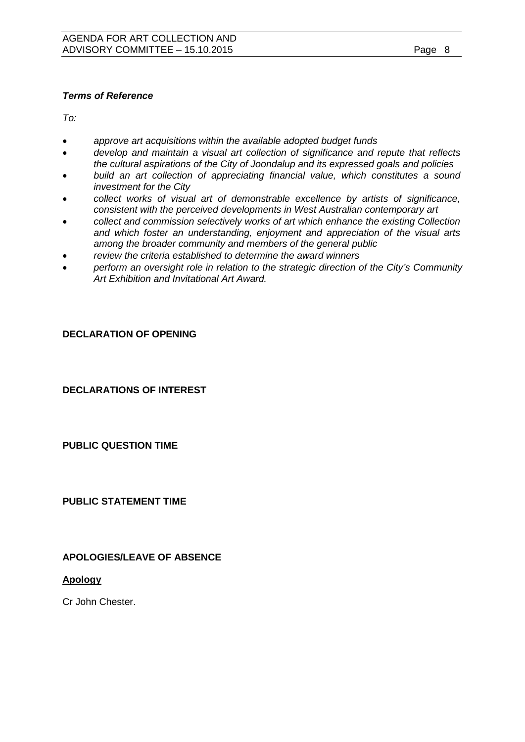***Terms of Reference***

*To:*

- *approve art acquisitions within the available adopted budget funds*
- *develop and maintain a visual art collection of significance and repute that reflects the cultural aspirations of the City of Joondalup and its expressed goals and policies*
- *build an art collection of appreciating financial value, which constitutes a sound investment for the City*
- *collect works of visual art of demonstrable excellence by artists of significance, consistent with the perceived developments in West Australian contemporary art*
- *collect and commission selectively works of art which enhance the existing Collection and which foster an understanding, enjoyment and appreciation of the visual arts among the broader community and members of the general public*
- *review the criteria established to determine the award winners*
- *perform an oversight role in relation to the strategic direction of the City's Community Art Exhibition and Invitational Art Award.*

## DECLARATION OF OPENING

## DECLARATIONS OF INTEREST

## PUBLIC QUESTION TIME

## PUBLIC STATEMENT TIME

## APOLOGIES/LEAVE OF ABSENCE

**Apology**

Cr John Chester.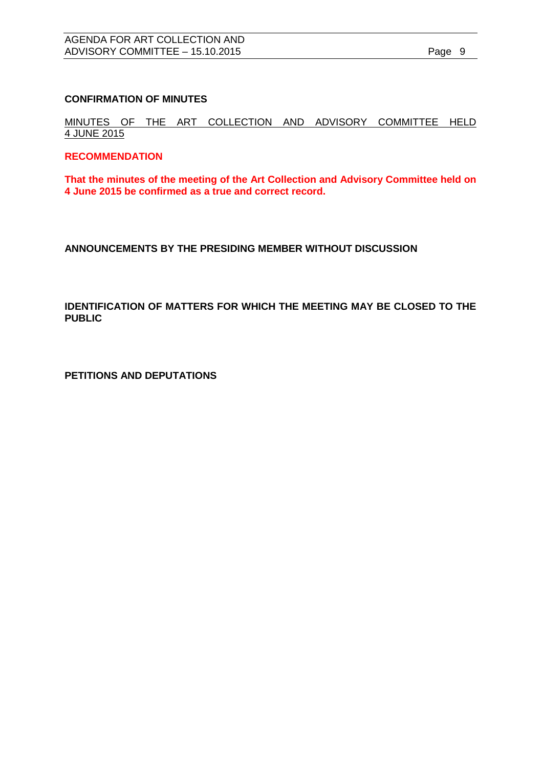## CONFIRMATION OF MINUTES

MINUTES OF THE ART COLLECTION AND ADVISORY COMMITTEE HELD 4 JUNE 2015

**RECOMMENDATION**

**That the minutes of the meeting of the Art Collection and Advisory Committee held on 4 June 2015 be confirmed as a true and correct record.**

## ANNOUNCEMENTS BY THE PRESIDING MEMBER WITHOUT DISCUSSION

## IDENTIFICATION OF MATTERS FOR WHICH THE MEETING MAY BE CLOSED TO THE PUBLIC

## PETITIONS AND DEPUTATIONS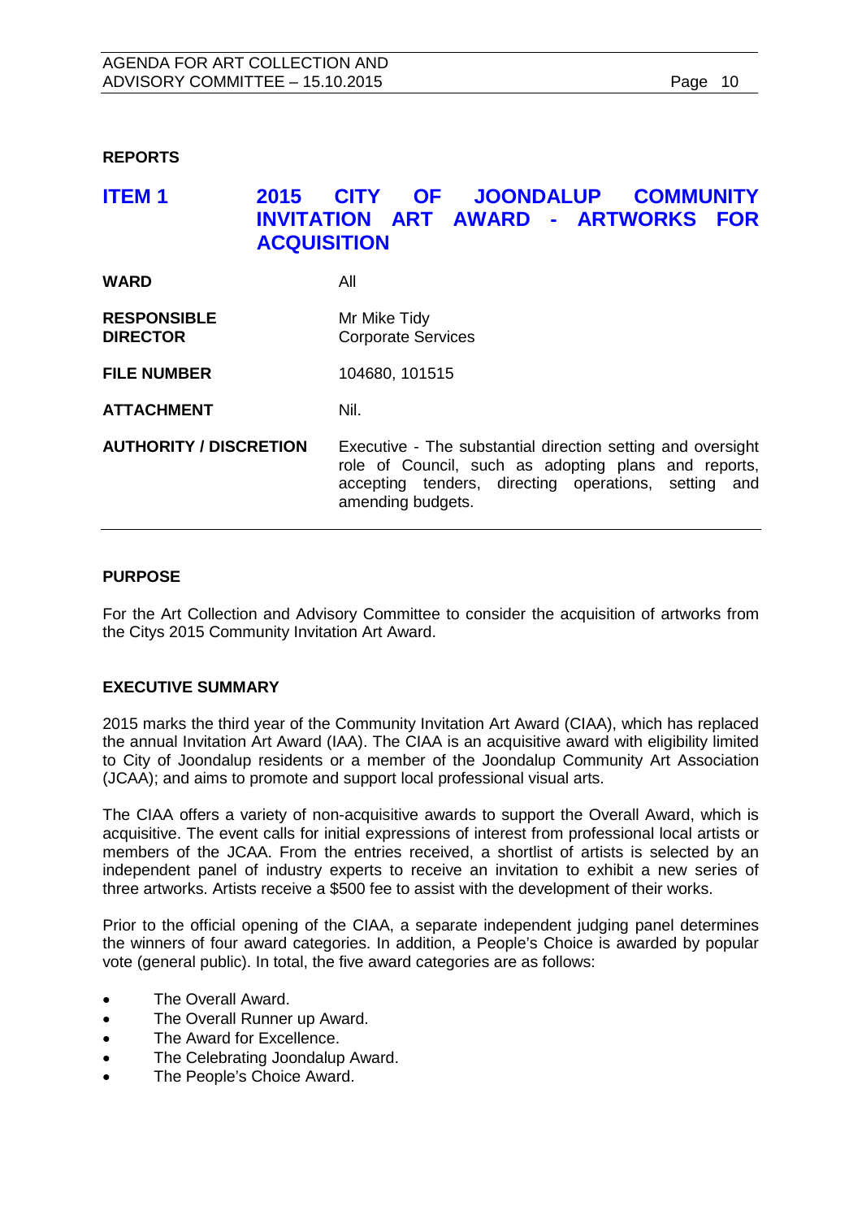## REPORTS

### ITEM 1 2015 CITY OF JOONDALUP COMMUNITY INVITATION ART AWARD - ARTWORKS FOR ACQUISITION

| | |
|---|---|
| **WARD** | All |
| **RESPONSIBLE DIRECTOR** | Mr Mike Tidy<br>Corporate Services |
| **FILE NUMBER** | 104680, 101515 |
| **ATTACHMENT** | Nil. |
| **AUTHORITY / DISCRETION** | Executive - The substantial direction setting and oversight role of Council, such as adopting plans and reports, accepting tenders, directing operations, setting and amending budgets. |

#### PURPOSE

For the Art Collection and Advisory Committee to consider the acquisition of artworks from the Citys 2015 Community Invitation Art Award.

#### EXECUTIVE SUMMARY

2015 marks the third year of the Community Invitation Art Award (CIAA), which has replaced the annual Invitation Art Award (IAA). The CIAA is an acquisitive award with eligibility limited to City of Joondalup residents or a member of the Joondalup Community Art Association (JCAA); and aims to promote and support local professional visual arts.

The CIAA offers a variety of non-acquisitive awards to support the Overall Award, which is acquisitive. The event calls for initial expressions of interest from professional local artists or members of the JCAA. From the entries received, a shortlist of artists is selected by an independent panel of industry experts to receive an invitation to exhibit a new series of three artworks. Artists receive a $500 fee to assist with the development of their works.

Prior to the official opening of the CIAA, a separate independent judging panel determines the winners of four award categories. In addition, a People's Choice is awarded by popular vote (general public). In total, the five award categories are as follows:

- The Overall Award.
- The Overall Runner up Award.
- The Award for Excellence.
- The Celebrating Joondalup Award.
- The People's Choice Award.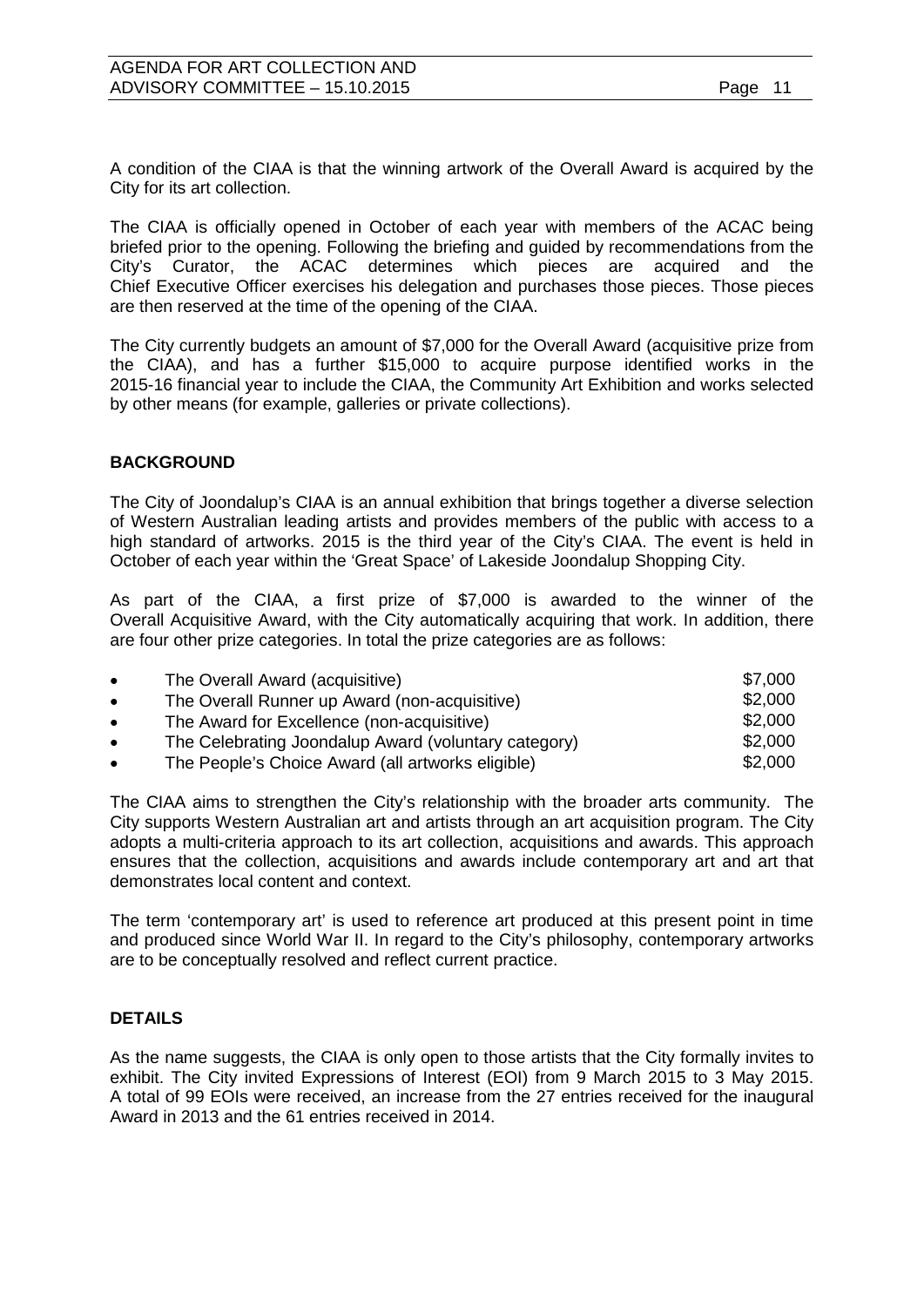A condition of the CIAA is that the winning artwork of the Overall Award is acquired by the City for its art collection.

The CIAA is officially opened in October of each year with members of the ACAC being briefed prior to the opening. Following the briefing and guided by recommendations from the City's Curator, the ACAC determines which pieces are acquired and the Chief Executive Officer exercises his delegation and purchases those pieces. Those pieces are then reserved at the time of the opening of the CIAA.

The City currently budgets an amount of $7,000 for the Overall Award (acquisitive prize from the CIAA), and has a further $15,000 to acquire purpose identified works in the 2015-16 financial year to include the CIAA, the Community Art Exhibition and works selected by other means (for example, galleries or private collections).

## BACKGROUND

The City of Joondalup's CIAA is an annual exhibition that brings together a diverse selection of Western Australian leading artists and provides members of the public with access to a high standard of artworks. 2015 is the third year of the City's CIAA. The event is held in October of each year within the 'Great Space' of Lakeside Joondalup Shopping City.

As part of the CIAA, a first prize of $7,000 is awarded to the winner of the Overall Acquisitive Award, with the City automatically acquiring that work. In addition, there are four other prize categories. In total the prize categories are as follows:

- The Overall Award (acquisitive) $7,000
- The Overall Runner up Award (non-acquisitive) $2,000
- The Award for Excellence (non-acquisitive) $2,000
- The Celebrating Joondalup Award (voluntary category) $2,000
- The People's Choice Award (all artworks eligible) $2,000

The CIAA aims to strengthen the City's relationship with the broader arts community. The City supports Western Australian art and artists through an art acquisition program. The City adopts a multi-criteria approach to its art collection, acquisitions and awards. This approach ensures that the collection, acquisitions and awards include contemporary art and art that demonstrates local content and context.

The term 'contemporary art' is used to reference art produced at this present point in time and produced since World War II. In regard to the City's philosophy, contemporary artworks are to be conceptually resolved and reflect current practice.

## DETAILS

As the name suggests, the CIAA is only open to those artists that the City formally invites to exhibit. The City invited Expressions of Interest (EOI) from 9 March 2015 to 3 May 2015. A total of 99 EOIs were received, an increase from the 27 entries received for the inaugural Award in 2013 and the 61 entries received in 2014.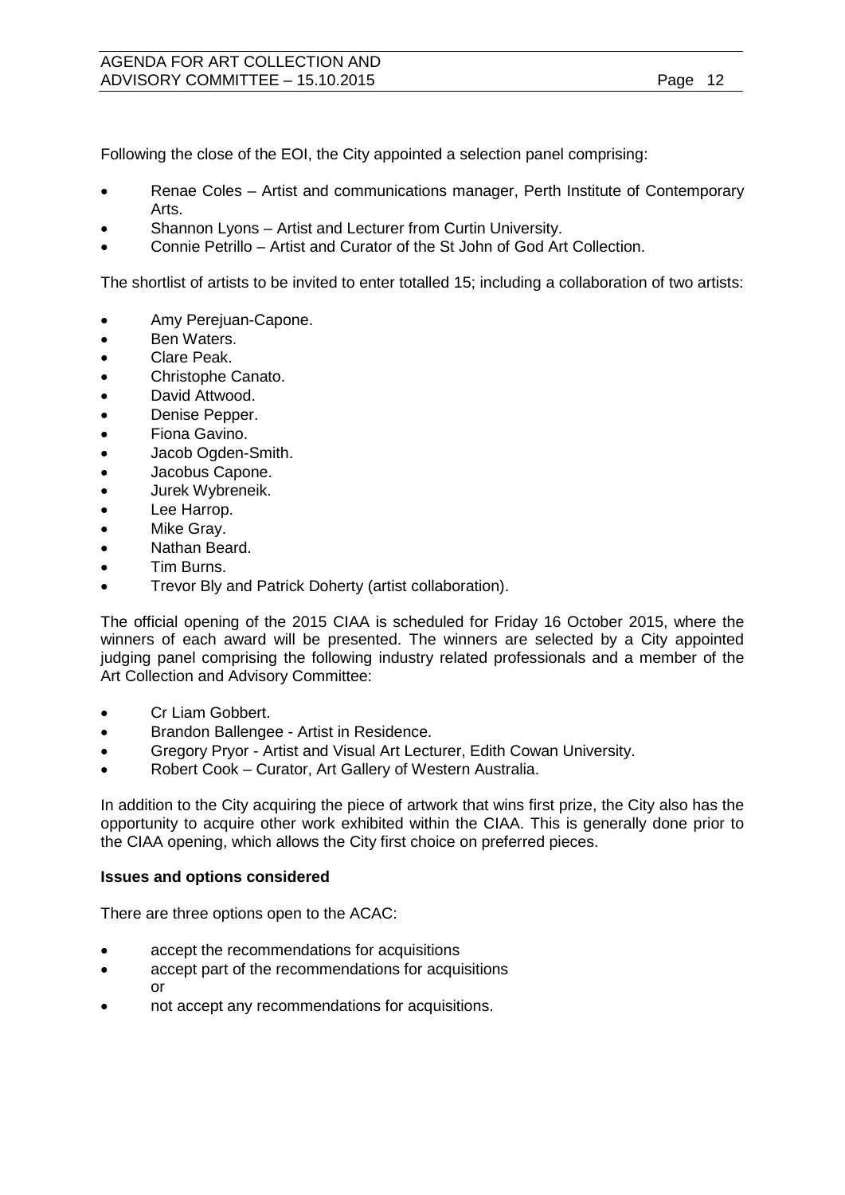Following the close of the EOI, the City appointed a selection panel comprising:

- Renae Coles – Artist and communications manager, Perth Institute of Contemporary Arts.
- Shannon Lyons – Artist and Lecturer from Curtin University.
- Connie Petrillo – Artist and Curator of the St John of God Art Collection.

The shortlist of artists to be invited to enter totalled 15; including a collaboration of two artists:

- Amy Perejuan-Capone.
- Ben Waters.
- Clare Peak.
- Christophe Canato.
- David Attwood.
- Denise Pepper.
- Fiona Gavino.
- Jacob Ogden-Smith.
- Jacobus Capone.
- Jurek Wybreneik.
- Lee Harrop.
- Mike Gray.
- Nathan Beard.
- Tim Burns.
- Trevor Bly and Patrick Doherty (artist collaboration).

The official opening of the 2015 CIAA is scheduled for Friday 16 October 2015, where the winners of each award will be presented. The winners are selected by a City appointed judging panel comprising the following industry related professionals and a member of the Art Collection and Advisory Committee:

- Cr Liam Gobbert.
- Brandon Ballengee - Artist in Residence.
- Gregory Pryor - Artist and Visual Art Lecturer, Edith Cowan University.
- Robert Cook – Curator, Art Gallery of Western Australia.

In addition to the City acquiring the piece of artwork that wins first prize, the City also has the opportunity to acquire other work exhibited within the CIAA. This is generally done prior to the CIAA opening, which allows the City first choice on preferred pieces.

**Issues and options considered**

There are three options open to the ACAC:

- accept the recommendations for acquisitions
- accept part of the recommendations for acquisitions
  or
- not accept any recommendations for acquisitions.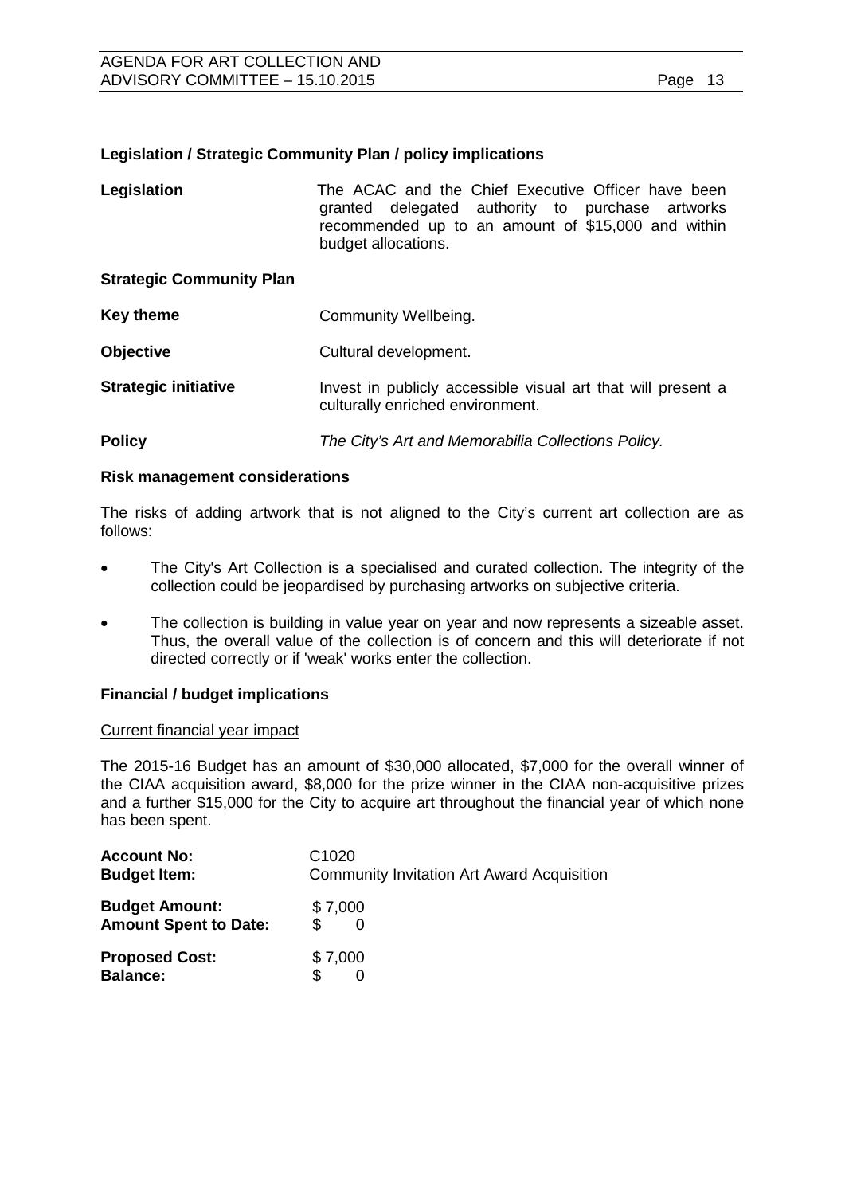## Legislation / Strategic Community Plan / policy implications

| | |
|---|---|
| **Legislation** | The ACAC and the Chief Executive Officer have been granted delegated authority to purchase artworks recommended up to an amount of $15,000 and within budget allocations. |

**Strategic Community Plan**

| | |
|---|---|
| **Key theme** | Community Wellbeing. |
| **Objective** | Cultural development. |
| **Strategic initiative** | Invest in publicly accessible visual art that will present a culturally enriched environment. |
| **Policy** | *The City's Art and Memorabilia Collections Policy.* |

## Risk management considerations

The risks of adding artwork that is not aligned to the City's current art collection are as follows:

- The City's Art Collection is a specialised and curated collection. The integrity of the collection could be jeopardised by purchasing artworks on subjective criteria.
- The collection is building in value year on year and now represents a sizeable asset. Thus, the overall value of the collection is of concern and this will deteriorate if not directed correctly or if 'weak' works enter the collection.

## Financial / budget implications

Current financial year impact

The 2015-16 Budget has an amount of $30,000 allocated, $7,000 for the overall winner of the CIAA acquisition award, $8,000 for the prize winner in the CIAA non-acquisitive prizes and a further $15,000 for the City to acquire art throughout the financial year of which none has been spent.

| | |
|---|---|
| **Account No:** | C1020 |
| **Budget Item:** | Community Invitation Art Award Acquisition |
| **Budget Amount:** | $ 7,000 |
| **Amount Spent to Date:** | $ 0 |
| **Proposed Cost:** | $ 7,000 |
| **Balance:** | $ 0 |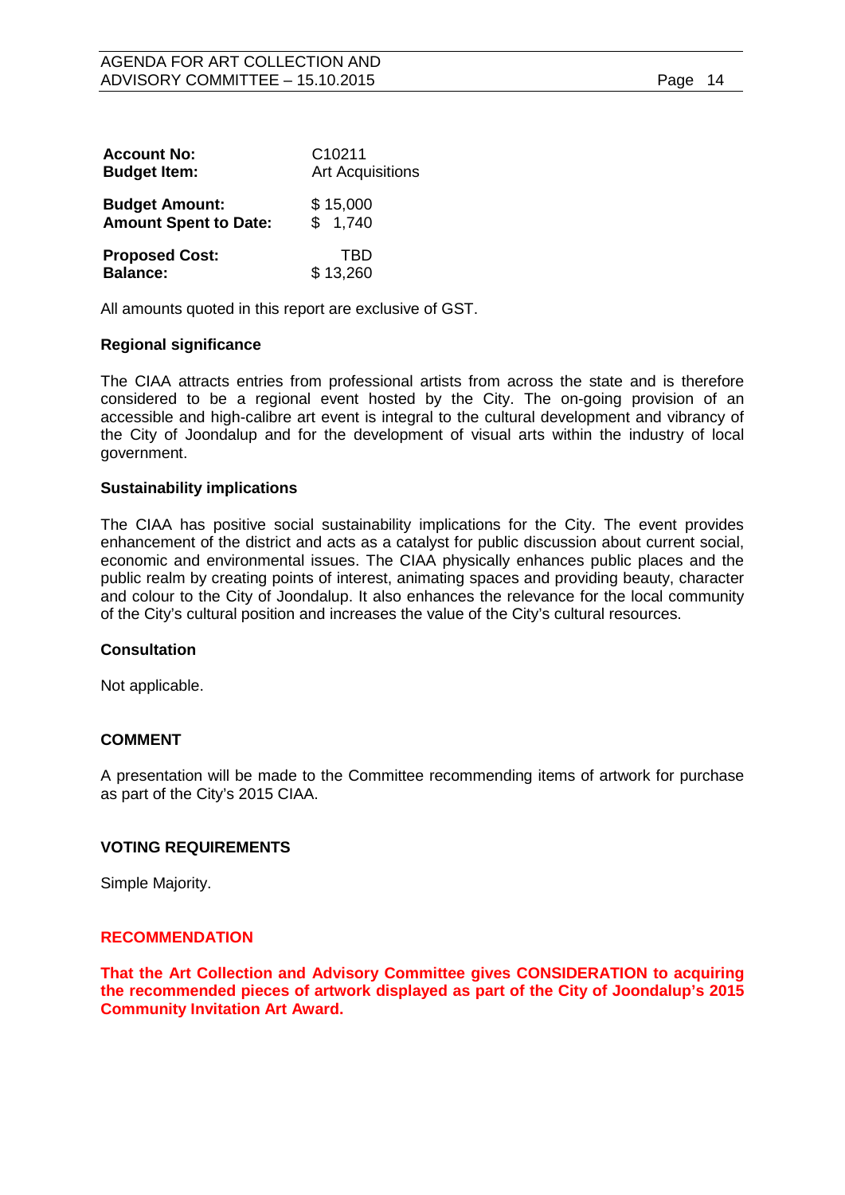| | |
|---|---|
| **Account No:** | C10211 |
| **Budget Item:** | Art Acquisitions |
| **Budget Amount:** | $ 15,000 |
| **Amount Spent to Date:** | $ 1,740 |
| **Proposed Cost:** | TBD |
| **Balance:** | $ 13,260 |

All amounts quoted in this report are exclusive of GST.

**Regional significance**

The CIAA attracts entries from professional artists from across the state and is therefore considered to be a regional event hosted by the City. The on-going provision of an accessible and high-calibre art event is integral to the cultural development and vibrancy of the City of Joondalup and for the development of visual arts within the industry of local government.

**Sustainability implications**

The CIAA has positive social sustainability implications for the City. The event provides enhancement of the district and acts as a catalyst for public discussion about current social, economic and environmental issues. The CIAA physically enhances public places and the public realm by creating points of interest, animating spaces and providing beauty, character and colour to the City of Joondalup. It also enhances the relevance for the local community of the City's cultural position and increases the value of the City's cultural resources.

**Consultation**

Not applicable.

## COMMENT

A presentation will be made to the Committee recommending items of artwork for purchase as part of the City's 2015 CIAA.

## VOTING REQUIREMENTS

Simple Majority.

## RECOMMENDATION

**That the Art Collection and Advisory Committee gives CONSIDERATION to acquiring the recommended pieces of artwork displayed as part of the City of Joondalup's 2015 Community Invitation Art Award.**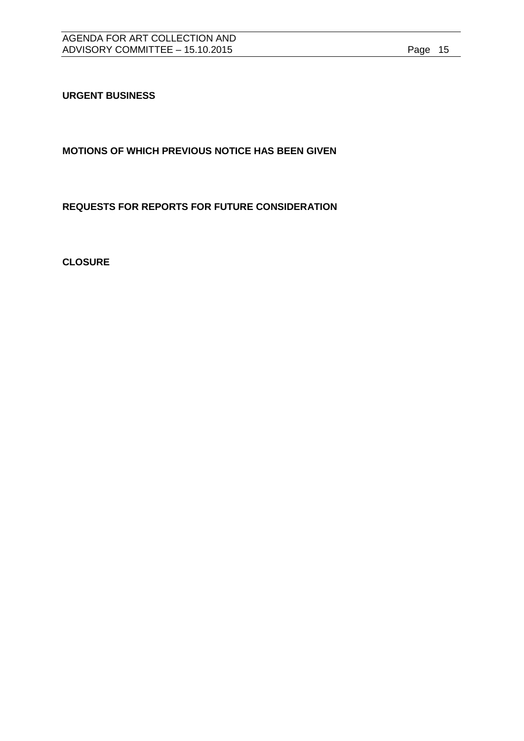**URGENT BUSINESS**

**MOTIONS OF WHICH PREVIOUS NOTICE HAS BEEN GIVEN**

**REQUESTS FOR REPORTS FOR FUTURE CONSIDERATION**

**CLOSURE**